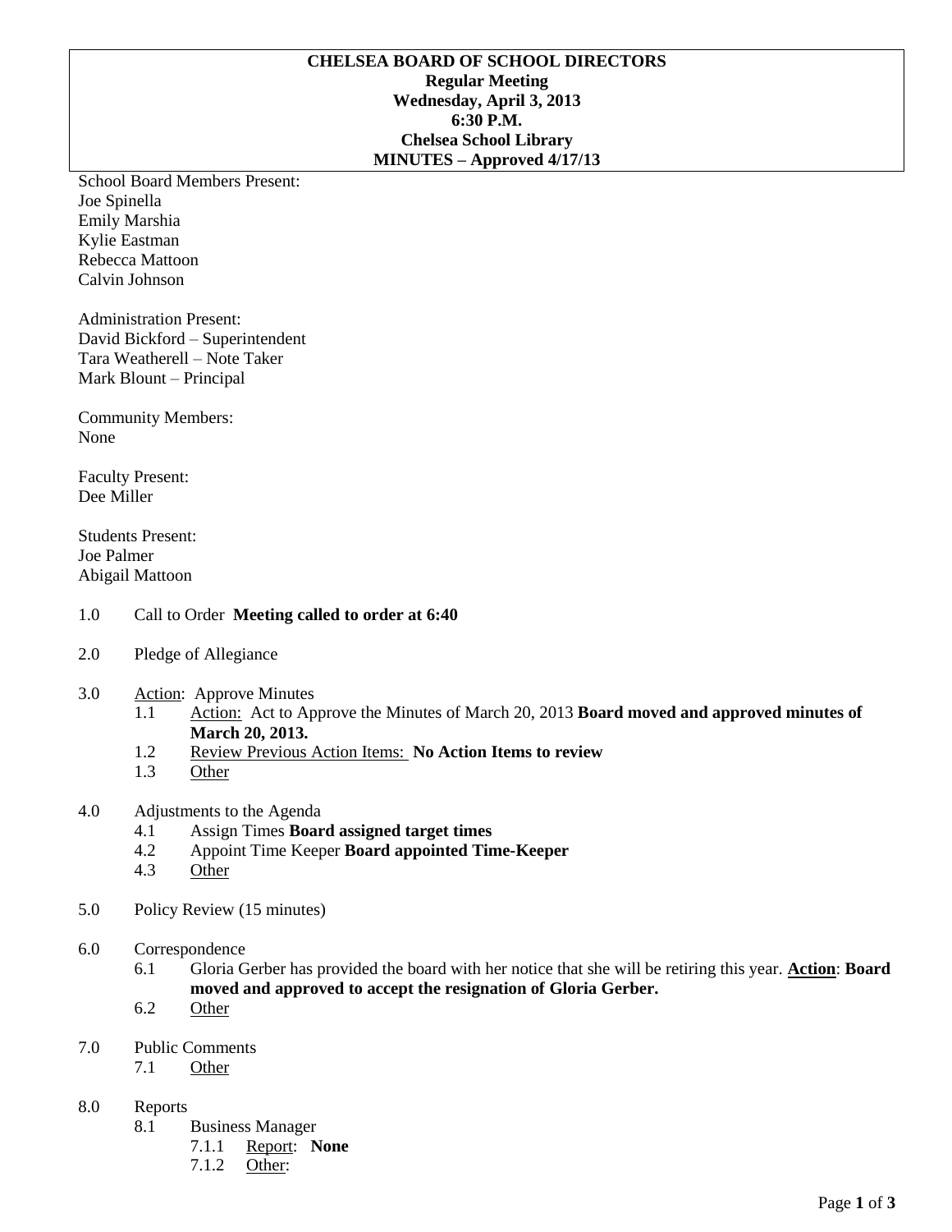**CHELSEA BOARD OF SCHOOL DIRECTORS**
**Regular Meeting**
**Wednesday, April 3, 2013**
**6:30 P.M.**
**Chelsea School Library**
**MINUTES – Approved 4/17/13**

School Board Members Present:
Joe Spinella
Emily Marshia
Kylie Eastman
Rebecca Mattoon
Calvin Johnson

Administration Present:
David Bickford – Superintendent
Tara Weatherell – Note Taker
Mark Blount – Principal

Community Members:
None

Faculty Present:
Dee Miller

Students Present:
Joe Palmer
Abigail Mattoon

1.0 Call to Order **Meeting called to order at 6:40**

2.0 Pledge of Allegiance

3.0 Action: Approve Minutes
- 1.1 Action: Act to Approve the Minutes of March 20, 2013 **Board moved and approved minutes of March 20, 2013.**
- 1.2 Review Previous Action Items: **No Action Items to review**
- 1.3 Other

4.0 Adjustments to the Agenda
- 4.1 Assign Times **Board assigned target times**
- 4.2 Appoint Time Keeper **Board appointed Time-Keeper**
- 4.3 Other

5.0 Policy Review (15 minutes)

6.0 Correspondence
- 6.1 Gloria Gerber has provided the board with her notice that she will be retiring this year. **Action**: **Board moved and approved to accept the resignation of Gloria Gerber.**
- 6.2 Other

7.0 Public Comments
- 7.1 Other

8.0 Reports
- 8.1 Business Manager
  - 7.1.1 Report: **None**
  - 7.1.2 Other: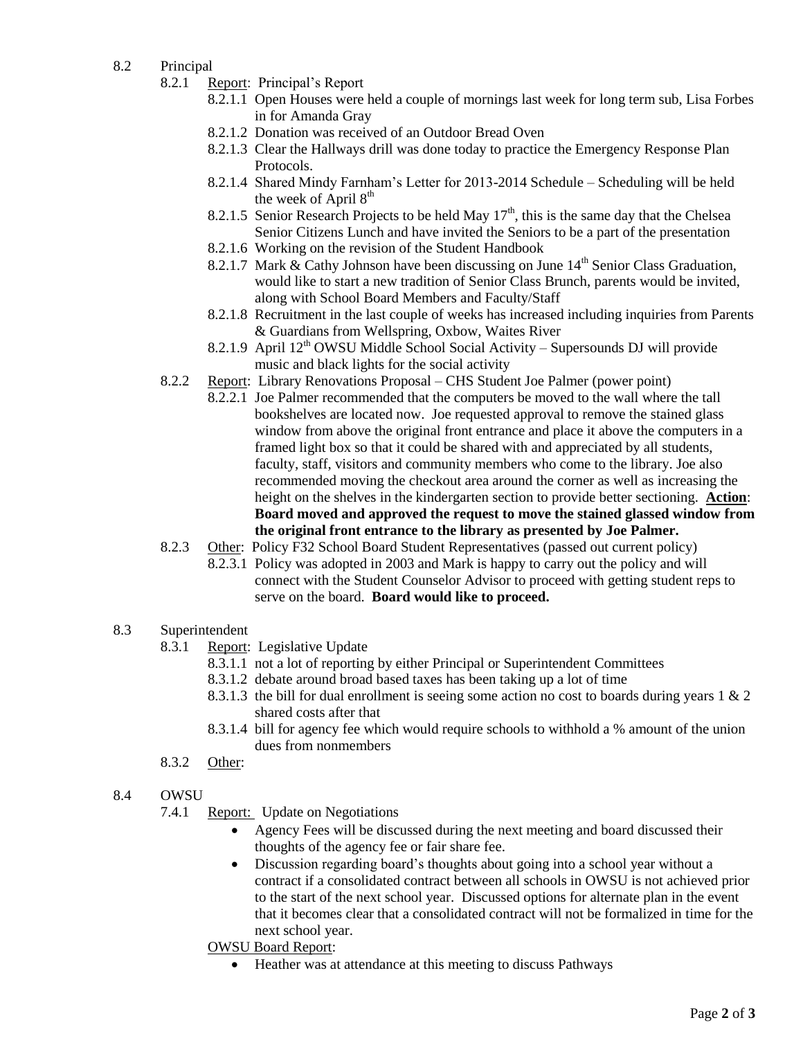8.2 Principal

- 8.2.1 Report: Principal's Report
  - 8.2.1.1 Open Houses were held a couple of mornings last week for long term sub, Lisa Forbes in for Amanda Gray
  - 8.2.1.2 Donation was received of an Outdoor Bread Oven
  - 8.2.1.3 Clear the Hallways drill was done today to practice the Emergency Response Plan Protocols.
  - 8.2.1.4 Shared Mindy Farnham's Letter for 2013-2014 Schedule – Scheduling will be held the week of April 8th
  - 8.2.1.5 Senior Research Projects to be held May 17th, this is the same day that the Chelsea Senior Citizens Lunch and have invited the Seniors to be a part of the presentation
  - 8.2.1.6 Working on the revision of the Student Handbook
  - 8.2.1.7 Mark & Cathy Johnson have been discussing on June 14th Senior Class Graduation, would like to start a new tradition of Senior Class Brunch, parents would be invited, along with School Board Members and Faculty/Staff
  - 8.2.1.8 Recruitment in the last couple of weeks has increased including inquiries from Parents & Guardians from Wellspring, Oxbow, Waites River
  - 8.2.1.9 April 12th OWSU Middle School Social Activity – Supersounds DJ will provide music and black lights for the social activity
- 8.2.2 Report: Library Renovations Proposal – CHS Student Joe Palmer (power point)
  - 8.2.2.1 Joe Palmer recommended that the computers be moved to the wall where the tall bookshelves are located now. Joe requested approval to remove the stained glass window from above the original front entrance and place it above the computers in a framed light box so that it could be shared with and appreciated by all students, faculty, staff, visitors and community members who come to the library. Joe also recommended moving the checkout area around the corner as well as increasing the height on the shelves in the kindergarten section to provide better sectioning. **Action: Board moved and approved the request to move the stained glassed window from the original front entrance to the library as presented by Joe Palmer.**
- 8.2.3 Other: Policy F32 School Board Student Representatives (passed out current policy)
  - 8.2.3.1 Policy was adopted in 2003 and Mark is happy to carry out the policy and will connect with the Student Counselor Advisor to proceed with getting student reps to serve on the board. **Board would like to proceed.**

8.3 Superintendent

- 8.3.1 Report: Legislative Update
  - 8.3.1.1 not a lot of reporting by either Principal or Superintendent Committees
  - 8.3.1.2 debate around broad based taxes has been taking up a lot of time
  - 8.3.1.3 the bill for dual enrollment is seeing some action no cost to boards during years 1 & 2 shared costs after that
  - 8.3.1.4 bill for agency fee which would require schools to withhold a % amount of the union dues from nonmembers
- 8.3.2 Other:

8.4 OWSU

- 7.4.1 Report: Update on Negotiations
  - Agency Fees will be discussed during the next meeting and board discussed their thoughts of the agency fee or fair share fee.
  - Discussion regarding board's thoughts about going into a school year without a contract if a consolidated contract between all schools in OWSU is not achieved prior to the start of the next school year. Discussed options for alternate plan in the event that it becomes clear that a consolidated contract will not be formalized in time for the next school year.

  OWSU Board Report:
  - Heather was at attendance at this meeting to discuss Pathways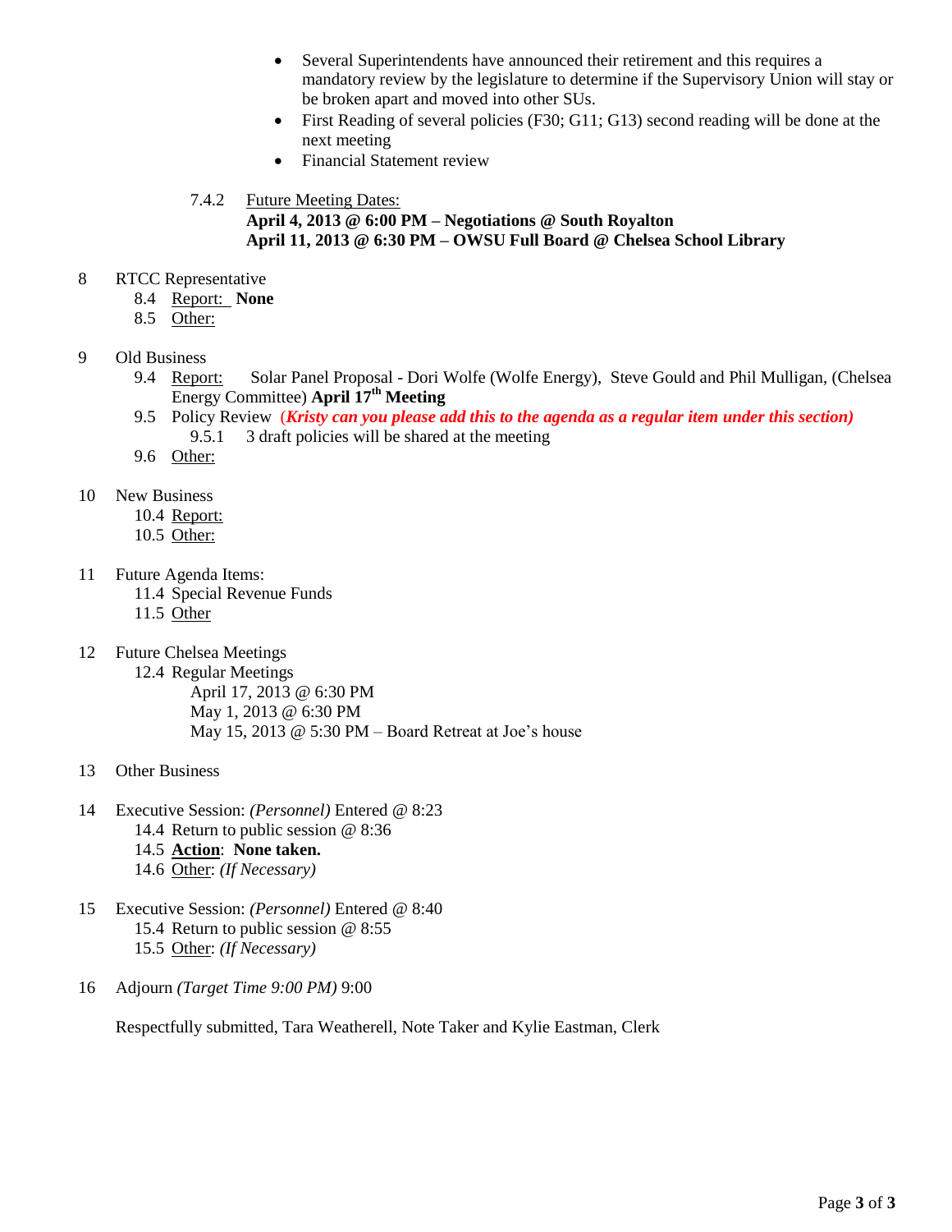- Several Superintendents have announced their retirement and this requires a mandatory review by the legislature to determine if the Supervisory Union will stay or be broken apart and moved into other SUs.
- First Reading of several policies (F30; G11; G13) second reading will be done at the next meeting
- Financial Statement review

7.4.2 Future Meeting Dates:
**April 4, 2013 @ 6:00 PM – Negotiations @ South Royalton**
**April 11, 2013 @ 6:30 PM – OWSU Full Board @ Chelsea School Library**

8 RTCC Representative
- 8.4 Report: **None**
- 8.5 Other:

9 Old Business
- 9.4 Report: Solar Panel Proposal - Dori Wolfe (Wolfe Energy), Steve Gould and Phil Mulligan, (Chelsea Energy Committee) **April 17th Meeting**
- 9.5 Policy Review (***Kristy can you please add this to the agenda as a regular item under this section)***
  - 9.5.1 3 draft policies will be shared at the meeting
- 9.6 Other:

10 New Business
- 10.4 Report:
- 10.5 Other:

11 Future Agenda Items:
- 11.4 Special Revenue Funds
- 11.5 Other

12 Future Chelsea Meetings
- 12.4 Regular Meetings
  - April 17, 2013 @ 6:30 PM
  - May 1, 2013 @ 6:30 PM
  - May 15, 2013 @ 5:30 PM – Board Retreat at Joe's house

13 Other Business

14 Executive Session: *(Personnel)* Entered @ 8:23
- 14.4 Return to public session @ 8:36
- 14.5 **Action**: **None taken.**
- 14.6 Other: *(If Necessary)*

15 Executive Session: *(Personnel)* Entered @ 8:40
- 15.4 Return to public session @ 8:55
- 15.5 Other: *(If Necessary)*

16 Adjourn *(Target Time 9:00 PM)* 9:00

Respectfully submitted, Tara Weatherell, Note Taker and Kylie Eastman, Clerk